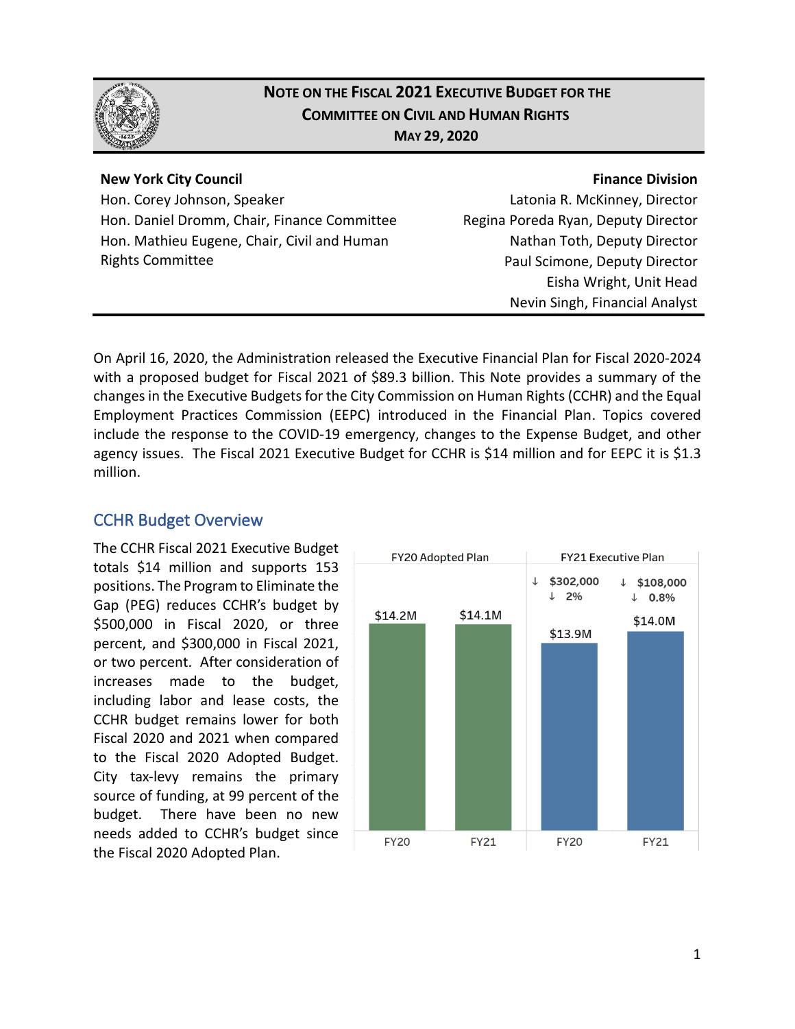# NOTE ON THE FISCAL 2021 EXECUTIVE BUDGET FOR THE COMMITTEE ON CIVIL AND HUMAN RIGHTS

**MAY 29, 2020**

**New York City Council**
Hon. Corey Johnson, Speaker
Hon. Daniel Dromm, Chair, Finance Committee
Hon. Mathieu Eugene, Chair, Civil and Human Rights Committee

**Finance Division**
Latonia R. McKinney, Director
Regina Poreda Ryan, Deputy Director
Nathan Toth, Deputy Director
Paul Scimone, Deputy Director
Eisha Wright, Unit Head
Nevin Singh, Financial Analyst

On April 16, 2020, the Administration released the Executive Financial Plan for Fiscal 2020-2024 with a proposed budget for Fiscal 2021 of $89.3 billion. This Note provides a summary of the changes in the Executive Budgets for the City Commission on Human Rights (CCHR) and the Equal Employment Practices Commission (EEPC) introduced in the Financial Plan. Topics covered include the response to the COVID-19 emergency, changes to the Expense Budget, and other agency issues. The Fiscal 2021 Executive Budget for CCHR is $14 million and for EEPC it is $1.3 million.

## CCHR Budget Overview

The CCHR Fiscal 2021 Executive Budget totals $14 million and supports 153 positions. The Program to Eliminate the Gap (PEG) reduces CCHR's budget by $500,000 in Fiscal 2020, or three percent, and $300,000 in Fiscal 2021, or two percent. After consideration of increases made to the budget, including labor and lease costs, the CCHR budget remains lower for both Fiscal 2020 and 2021 when compared to the Fiscal 2020 Adopted Budget. City tax-levy remains the primary source of funding, at 99 percent of the budget. There have been no new needs added to CCHR's budget since the Fiscal 2020 Adopted Plan.

| | FY20 Adopted Plan | | FY21 Executive Plan | |
|---|---|---|---|---|
| | FY20 | FY21 | FY20 | FY21 |
| Budget | $14.2M | $14.1M | $13.9M | $14.0M |
| Change | | | ↓ $302,000 ↓ 2% | ↓ $108,000 ↓ 0.8% |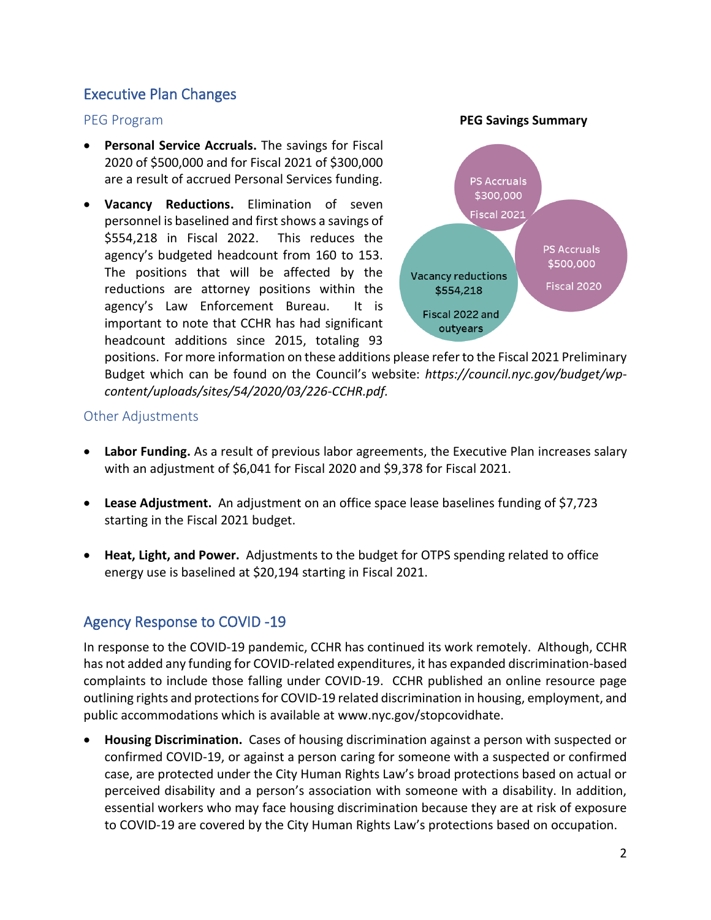## Executive Plan Changes

### PEG Program

- **Personal Service Accruals.** The savings for Fiscal 2020 of $500,000 and for Fiscal 2021 of $300,000 are a result of accrued Personal Services funding.
- **Vacancy Reductions.** Elimination of seven personnel is baselined and first shows a savings of $554,218 in Fiscal 2022. This reduces the agency's budgeted headcount from 160 to 153. The positions that will be affected by the reductions are attorney positions within the agency's Law Enforcement Bureau. It is important to note that CCHR has had significant headcount additions since 2015, totaling 93 positions. For more information on these additions please refer to the Fiscal 2021 Preliminary Budget which can be found on the Council's website: *https://council.nyc.gov/budget/wp-content/uploads/sites/54/2020/03/226-CCHR.pdf.*

**PEG Savings Summary**

- PS Accruals $300,000 Fiscal 2021
- PS Accruals $500,000 Fiscal 2020
- Vacancy reductions $554,218 Fiscal 2022 and outyears

### Other Adjustments

- **Labor Funding.** As a result of previous labor agreements, the Executive Plan increases salary with an adjustment of $6,041 for Fiscal 2020 and $9,378 for Fiscal 2021.
- **Lease Adjustment.** An adjustment on an office space lease baselines funding of $7,723 starting in the Fiscal 2021 budget.
- **Heat, Light, and Power.** Adjustments to the budget for OTPS spending related to office energy use is baselined at $20,194 starting in Fiscal 2021.

## Agency Response to COVID -19

In response to the COVID-19 pandemic, CCHR has continued its work remotely. Although, CCHR has not added any funding for COVID-related expenditures, it has expanded discrimination-based complaints to include those falling under COVID-19. CCHR published an online resource page outlining rights and protections for COVID-19 related discrimination in housing, employment, and public accommodations which is available at www.nyc.gov/stopcovidhate.

- **Housing Discrimination.** Cases of housing discrimination against a person with suspected or confirmed COVID-19, or against a person caring for someone with a suspected or confirmed case, are protected under the City Human Rights Law's broad protections based on actual or perceived disability and a person's association with someone with a disability. In addition, essential workers who may face housing discrimination because they are at risk of exposure to COVID-19 are covered by the City Human Rights Law's protections based on occupation.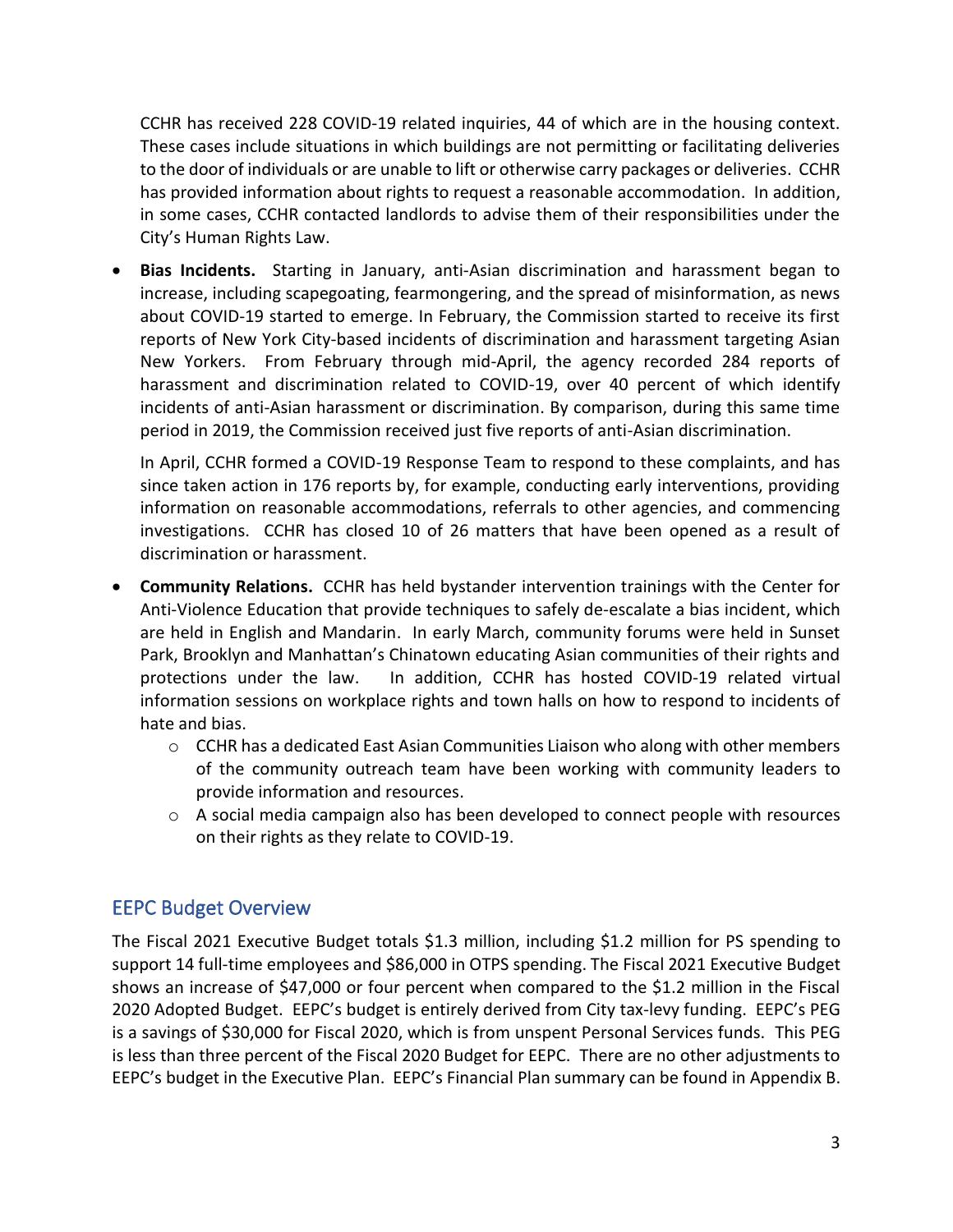CCHR has received 228 COVID-19 related inquiries, 44 of which are in the housing context. These cases include situations in which buildings are not permitting or facilitating deliveries to the door of individuals or are unable to lift or otherwise carry packages or deliveries. CCHR has provided information about rights to request a reasonable accommodation. In addition, in some cases, CCHR contacted landlords to advise them of their responsibilities under the City's Human Rights Law.

- **Bias Incidents.** Starting in January, anti-Asian discrimination and harassment began to increase, including scapegoating, fearmongering, and the spread of misinformation, as news about COVID-19 started to emerge. In February, the Commission started to receive its first reports of New York City-based incidents of discrimination and harassment targeting Asian New Yorkers. From February through mid-April, the agency recorded 284 reports of harassment and discrimination related to COVID-19, over 40 percent of which identify incidents of anti-Asian harassment or discrimination. By comparison, during this same time period in 2019, the Commission received just five reports of anti-Asian discrimination.

  In April, CCHR formed a COVID-19 Response Team to respond to these complaints, and has since taken action in 176 reports by, for example, conducting early interventions, providing information on reasonable accommodations, referrals to other agencies, and commencing investigations. CCHR has closed 10 of 26 matters that have been opened as a result of discrimination or harassment.

- **Community Relations.** CCHR has held bystander intervention trainings with the Center for Anti-Violence Education that provide techniques to safely de-escalate a bias incident, which are held in English and Mandarin. In early March, community forums were held in Sunset Park, Brooklyn and Manhattan's Chinatown educating Asian communities of their rights and protections under the law. In addition, CCHR has hosted COVID-19 related virtual information sessions on workplace rights and town halls on how to respond to incidents of hate and bias.
  - CCHR has a dedicated East Asian Communities Liaison who along with other members of the community outreach team have been working with community leaders to provide information and resources.
  - A social media campaign also has been developed to connect people with resources on their rights as they relate to COVID-19.

## EEPC Budget Overview

The Fiscal 2021 Executive Budget totals $1.3 million, including $1.2 million for PS spending to support 14 full-time employees and $86,000 in OTPS spending. The Fiscal 2021 Executive Budget shows an increase of $47,000 or four percent when compared to the $1.2 million in the Fiscal 2020 Adopted Budget. EEPC's budget is entirely derived from City tax-levy funding. EEPC's PEG is a savings of $30,000 for Fiscal 2020, which is from unspent Personal Services funds. This PEG is less than three percent of the Fiscal 2020 Budget for EEPC. There are no other adjustments to EEPC's budget in the Executive Plan. EEPC's Financial Plan summary can be found in Appendix B.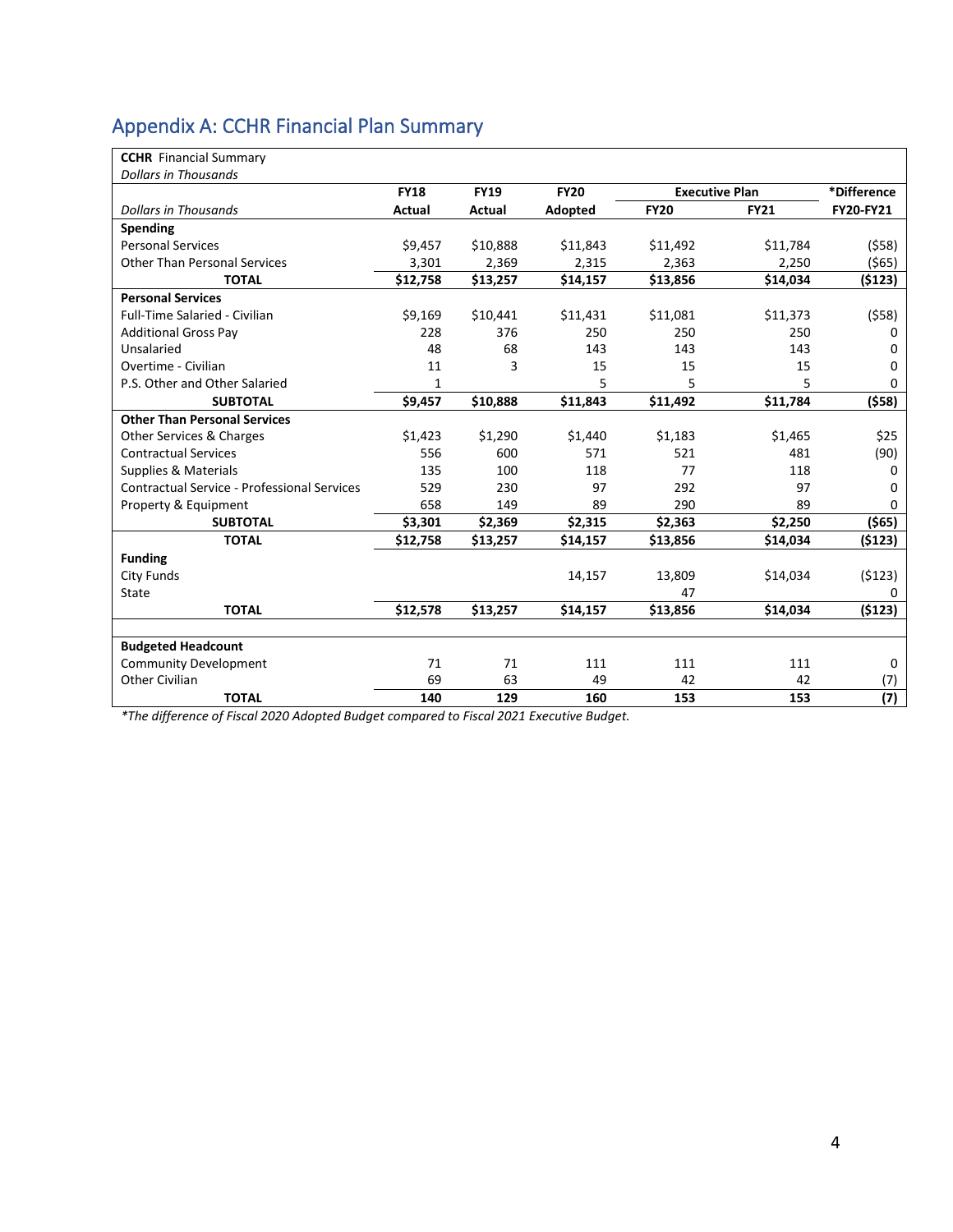## Appendix A: CCHR Financial Plan Summary

| **CCHR** Financial Summary *Dollars in Thousands* | | | | | | |
|---|---|---|---|---|---|---|
| | **FY18** | **FY19** | **FY20** | **Executive Plan** | | ***Difference** |
| *Dollars in Thousands* | **Actual** | **Actual** | **Adopted** | **FY20** | **FY21** | **FY20-FY21** |
| **Spending** | | | | | | |
| Personal Services | $9,457 | $10,888 | $11,843 | $11,492 | $11,784 | ($58) |
| Other Than Personal Services | 3,301 | 2,369 | 2,315 | 2,363 | 2,250 | ($65) |
| **TOTAL** | **$12,758** | **$13,257** | **$14,157** | **$13,856** | **$14,034** | **($123)** |
| **Personal Services** | | | | | | |
| Full-Time Salaried - Civilian | $9,169 | $10,441 | $11,431 | $11,081 | $11,373 | ($58) |
| Additional Gross Pay | 228 | 376 | 250 | 250 | 250 | 0 |
| Unsalaried | 48 | 68 | 143 | 143 | 143 | 0 |
| Overtime - Civilian | 11 | 3 | 15 | 15 | 15 | 0 |
| P.S. Other and Other Salaried | 1 | | 5 | 5 | 5 | 0 |
| **SUBTOTAL** | **$9,457** | **$10,888** | **$11,843** | **$11,492** | **$11,784** | **($58)** |
| **Other Than Personal Services** | | | | | | |
| Other Services & Charges | $1,423 | $1,290 | $1,440 | $1,183 | $1,465 | $25 |
| Contractual Services | 556 | 600 | 571 | 521 | 481 | (90) |
| Supplies & Materials | 135 | 100 | 118 | 77 | 118 | 0 |
| Contractual Service - Professional Services | 529 | 230 | 97 | 292 | 97 | 0 |
| Property & Equipment | 658 | 149 | 89 | 290 | 89 | 0 |
| **SUBTOTAL** | **$3,301** | **$2,369** | **$2,315** | **$2,363** | **$2,250** | **($65)** |
| **TOTAL** | **$12,758** | **$13,257** | **$14,157** | **$13,856** | **$14,034** | **($123)** |
| **Funding** | | | | | | |
| City Funds | | | 14,157 | 13,809 | $14,034 | ($123) |
| State | | | | 47 | | 0 |
| **TOTAL** | **$12,578** | **$13,257** | **$14,157** | **$13,856** | **$14,034** | **($123)** |
| | | | | | | |
| **Budgeted Headcount** | | | | | | |
| Community Development | 71 | 71 | 111 | 111 | 111 | 0 |
| Other Civilian | 69 | 63 | 49 | 42 | 42 | (7) |
| **TOTAL** | **140** | **129** | **160** | **153** | **153** | **(7)** |

*\*The difference of Fiscal 2020 Adopted Budget compared to Fiscal 2021 Executive Budget.*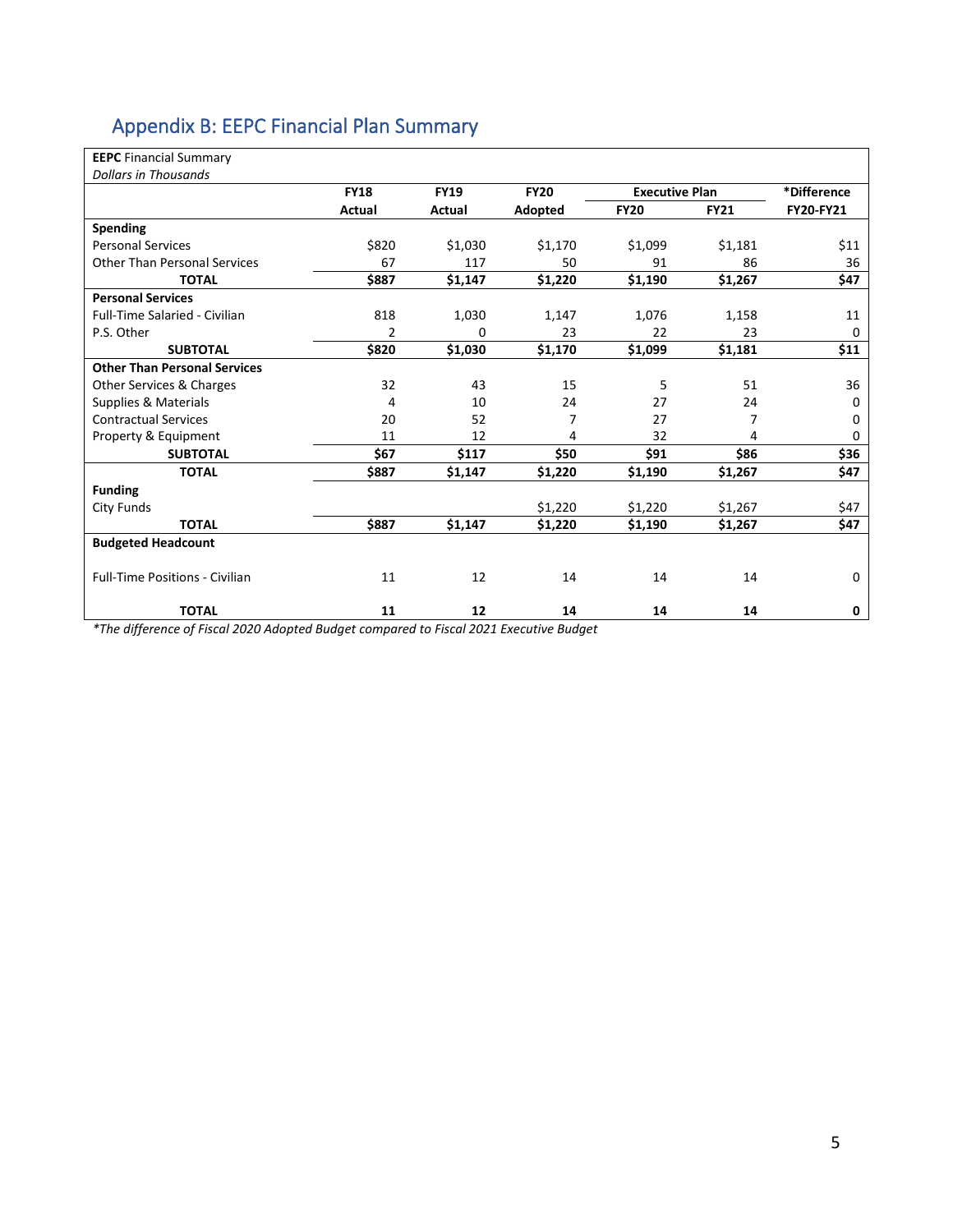## Appendix B: EEPC Financial Plan Summary

| **EEPC** Financial Summary *Dollars in Thousands* | | | | | | |
|---|---|---|---|---|---|---|
| | **FY18** | **FY19** | **FY20** | **Executive Plan** | | ***Difference** |
| | **Actual** | **Actual** | **Adopted** | **FY20** | **FY21** | **FY20-FY21** |
| **Spending** | | | | | | |
| Personal Services | $820 | $1,030 | $1,170 | $1,099 | $1,181 | $11 |
| Other Than Personal Services | 67 | 117 | 50 | 91 | 86 | 36 |
| **TOTAL** | **$887** | **$1,147** | **$1,220** | **$1,190** | **$1,267** | **$47** |
| **Personal Services** | | | | | | |
| Full-Time Salaried - Civilian | 818 | 1,030 | 1,147 | 1,076 | 1,158 | 11 |
| P.S. Other | 2 | 0 | 23 | 22 | 23 | 0 |
| **SUBTOTAL** | **$820** | **$1,030** | **$1,170** | **$1,099** | **$1,181** | **$11** |
| **Other Than Personal Services** | | | | | | |
| Other Services & Charges | 32 | 43 | 15 | 5 | 51 | 36 |
| Supplies & Materials | 4 | 10 | 24 | 27 | 24 | 0 |
| Contractual Services | 20 | 52 | 7 | 27 | 7 | 0 |
| Property & Equipment | 11 | 12 | 4 | 32 | 4 | 0 |
| **SUBTOTAL** | **$67** | **$117** | **$50** | **$91** | **$86** | **$36** |
| **TOTAL** | **$887** | **$1,147** | **$1,220** | **$1,190** | **$1,267** | **$47** |
| **Funding** | | | | | | |
| City Funds | | | $1,220 | $1,220 | $1,267 | $47 |
| **TOTAL** | **$887** | **$1,147** | **$1,220** | **$1,190** | **$1,267** | **$47** |
| **Budgeted Headcount** | | | | | | |
| Full-Time Positions - Civilian | 11 | 12 | 14 | 14 | 14 | 0 |
| **TOTAL** | **11** | **12** | **14** | **14** | **14** | **0** |

**The difference of Fiscal 2020 Adopted Budget compared to Fiscal 2021 Executive Budget*